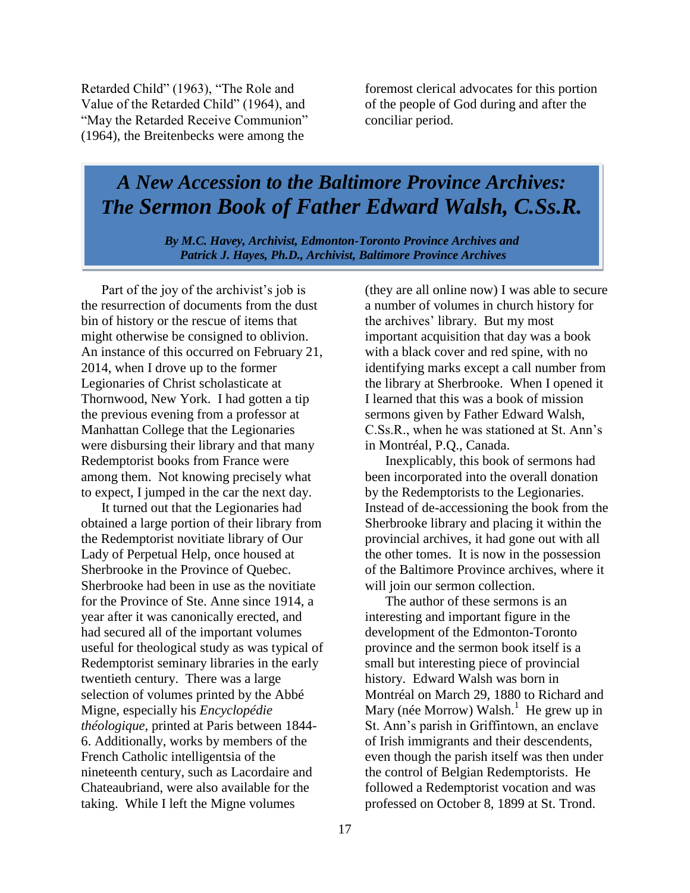Retarded Child" (1963), "The Role and Value of the Retarded Child" (1964), and "May the Retarded Receive Communion" (1964), the Breitenbecks were among the foremost clerical advocates for this portion of the people of God during and after the conciliar period.

# *A New Accession to the Baltimore Province Archives: The Sermon Book of Father Edward Walsh, C.Ss.R.*

***By M.C. Havey, Archivist, Edmonton-Toronto Province Archives and Patrick J. Hayes, Ph.D., Archivist, Baltimore Province Archives***

Part of the joy of the archivist's job is the resurrection of documents from the dust bin of history or the rescue of items that might otherwise be consigned to oblivion. An instance of this occurred on February 21, 2014, when I drove up to the former Legionaries of Christ scholasticate at Thornwood, New York. I had gotten a tip the previous evening from a professor at Manhattan College that the Legionaries were disbursing their library and that many Redemptorist books from France were among them. Not knowing precisely what to expect, I jumped in the car the next day.

It turned out that the Legionaries had obtained a large portion of their library from the Redemptorist novitiate library of Our Lady of Perpetual Help, once housed at Sherbrooke in the Province of Quebec. Sherbrooke had been in use as the novitiate for the Province of Ste. Anne since 1914, a year after it was canonically erected, and had secured all of the important volumes useful for theological study as was typical of Redemptorist seminary libraries in the early twentieth century. There was a large selection of volumes printed by the Abbé Migne, especially his *Encyclopédie théologique*, printed at Paris between 1844-6. Additionally, works by members of the French Catholic intelligentsia of the nineteenth century, such as Lacordaire and Chateaubriand, were also available for the taking. While I left the Migne volumes (they are all online now) I was able to secure a number of volumes in church history for the archives' library. But my most important acquisition that day was a book with a black cover and red spine, with no identifying marks except a call number from the library at Sherbrooke. When I opened it I learned that this was a book of mission sermons given by Father Edward Walsh, C.Ss.R., when he was stationed at St. Ann's in Montréal, P.Q., Canada.

Inexplicably, this book of sermons had been incorporated into the overall donation by the Redemptorists to the Legionaries. Instead of de-accessioning the book from the Sherbrooke library and placing it within the provincial archives, it had gone out with all the other tomes. It is now in the possession of the Baltimore Province archives, where it will join our sermon collection.

The author of these sermons is an interesting and important figure in the development of the Edmonton-Toronto province and the sermon book itself is a small but interesting piece of provincial history. Edward Walsh was born in Montréal on March 29, 1880 to Richard and Mary (née Morrow) Walsh.[1] He grew up in St. Ann's parish in Griffintown, an enclave of Irish immigrants and their descendents, even though the parish itself was then under the control of Belgian Redemptorists. He followed a Redemptorist vocation and was professed on October 8, 1899 at St. Trond.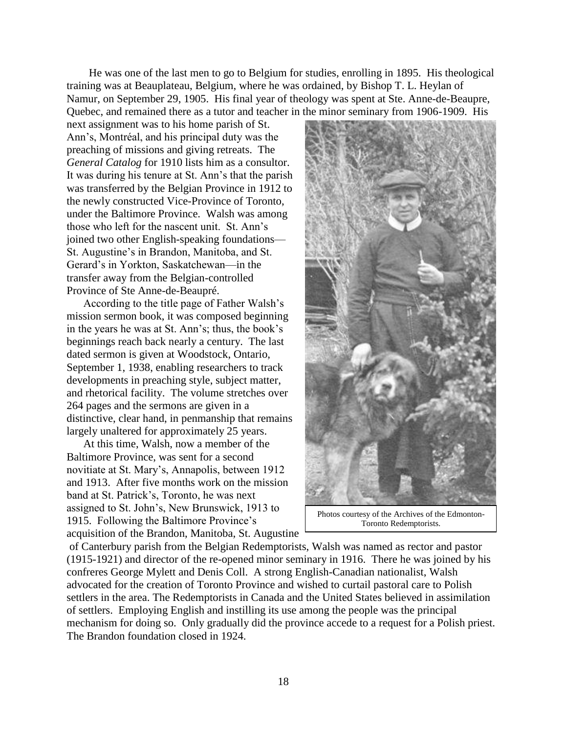He was one of the last men to go to Belgium for studies, enrolling in 1895. His theological training was at Beauplateau, Belgium, where he was ordained, by Bishop T. L. Heylan of Namur, on September 29, 1905. His final year of theology was spent at Ste. Anne-de-Beaupre, Quebec, and remained there as a tutor and teacher in the minor seminary from 1906-1909. His next assignment was to his home parish of St. Ann's, Montréal, and his principal duty was the preaching of missions and giving retreats. The *General Catalog* for 1910 lists him as a consultor. It was during his tenure at St. Ann's that the parish was transferred by the Belgian Province in 1912 to the newly constructed Vice-Province of Toronto, under the Baltimore Province. Walsh was among those who left for the nascent unit. St. Ann's joined two other English-speaking foundations—St. Augustine's in Brandon, Manitoba, and St. Gerard's in Yorkton, Saskatchewan—in the transfer away from the Belgian-controlled Province of Ste Anne-de-Beaupré.

According to the title page of Father Walsh's mission sermon book, it was composed beginning in the years he was at St. Ann's; thus, the book's beginnings reach back nearly a century. The last dated sermon is given at Woodstock, Ontario, September 1, 1938, enabling researchers to track developments in preaching style, subject matter, and rhetorical facility. The volume stretches over 264 pages and the sermons are given in a distinctive, clear hand, in penmanship that remains largely unaltered for approximately 25 years.

At this time, Walsh, now a member of the Baltimore Province, was sent for a second novitiate at St. Mary's, Annapolis, between 1912 and 1913. After five months work on the mission band at St. Patrick's, Toronto, he was next assigned to St. John's, New Brunswick, 1913 to 1915. Following the Baltimore Province's acquisition of the Brandon, Manitoba, St. Augustine of Canterbury parish from the Belgian Redemptorists, Walsh was named as rector and pastor (1915-1921) and director of the re-opened minor seminary in 1916. There he was joined by his confreres George Mylett and Denis Coll. A strong English-Canadian nationalist, Walsh advocated for the creation of Toronto Province and wished to curtail pastoral care to Polish settlers in the area. The Redemptorists in Canada and the United States believed in assimilation of settlers. Employing English and instilling its use among the people was the principal mechanism for doing so. Only gradually did the province accede to a request for a Polish priest. The Brandon foundation closed in 1924.

Photos courtesy of the Archives of the Edmonton-Toronto Redemptorists.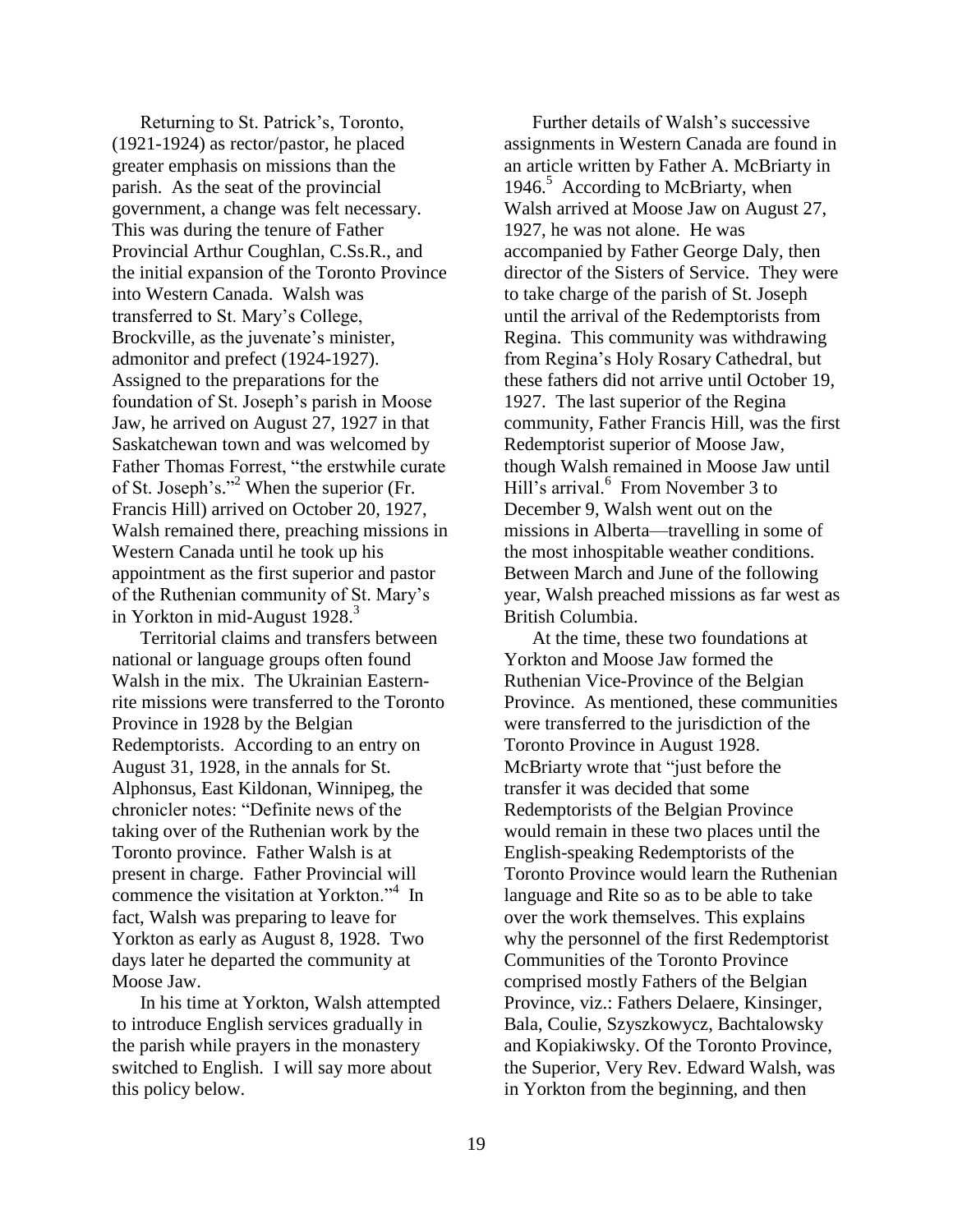Returning to St. Patrick's, Toronto, (1921-1924) as rector/pastor, he placed greater emphasis on missions than the parish. As the seat of the provincial government, a change was felt necessary. This was during the tenure of Father Provincial Arthur Coughlan, C.Ss.R., and the initial expansion of the Toronto Province into Western Canada. Walsh was transferred to St. Mary's College, Brockville, as the juvenate's minister, admonitor and prefect (1924-1927). Assigned to the preparations for the foundation of St. Joseph's parish in Moose Jaw, he arrived on August 27, 1927 in that Saskatchewan town and was welcomed by Father Thomas Forrest, "the erstwhile curate of St. Joseph's."[2] When the superior (Fr. Francis Hill) arrived on October 20, 1927, Walsh remained there, preaching missions in Western Canada until he took up his appointment as the first superior and pastor of the Ruthenian community of St. Mary's in Yorkton in mid-August 1928.[3]

Territorial claims and transfers between national or language groups often found Walsh in the mix. The Ukrainian Eastern-rite missions were transferred to the Toronto Province in 1928 by the Belgian Redemptorists. According to an entry on August 31, 1928, in the annals for St. Alphonsus, East Kildonan, Winnipeg, the chronicler notes: "Definite news of the taking over of the Ruthenian work by the Toronto province. Father Walsh is at present in charge. Father Provincial will commence the visitation at Yorkton."[4] In fact, Walsh was preparing to leave for Yorkton as early as August 8, 1928. Two days later he departed the community at Moose Jaw.

In his time at Yorkton, Walsh attempted to introduce English services gradually in the parish while prayers in the monastery switched to English. I will say more about this policy below.

Further details of Walsh's successive assignments in Western Canada are found in an article written by Father A. McBriarty in 1946.[5] According to McBriarty, when Walsh arrived at Moose Jaw on August 27, 1927, he was not alone. He was accompanied by Father George Daly, then director of the Sisters of Service. They were to take charge of the parish of St. Joseph until the arrival of the Redemptorists from Regina. This community was withdrawing from Regina's Holy Rosary Cathedral, but these fathers did not arrive until October 19, 1927. The last superior of the Regina community, Father Francis Hill, was the first Redemptorist superior of Moose Jaw, though Walsh remained in Moose Jaw until Hill's arrival.[6] From November 3 to December 9, Walsh went out on the missions in Alberta—travelling in some of the most inhospitable weather conditions. Between March and June of the following year, Walsh preached missions as far west as British Columbia.

At the time, these two foundations at Yorkton and Moose Jaw formed the Ruthenian Vice-Province of the Belgian Province. As mentioned, these communities were transferred to the jurisdiction of the Toronto Province in August 1928. McBriarty wrote that "just before the transfer it was decided that some Redemptorists of the Belgian Province would remain in these two places until the English-speaking Redemptorists of the Toronto Province would learn the Ruthenian language and Rite so as to be able to take over the work themselves. This explains why the personnel of the first Redemptorist Communities of the Toronto Province comprised mostly Fathers of the Belgian Province, viz.: Fathers Delaere, Kinsinger, Bala, Coulie, Szyszkowycz, Bachtalowsky and Kopiakiwsky. Of the Toronto Province, the Superior, Very Rev. Edward Walsh, was in Yorkton from the beginning, and then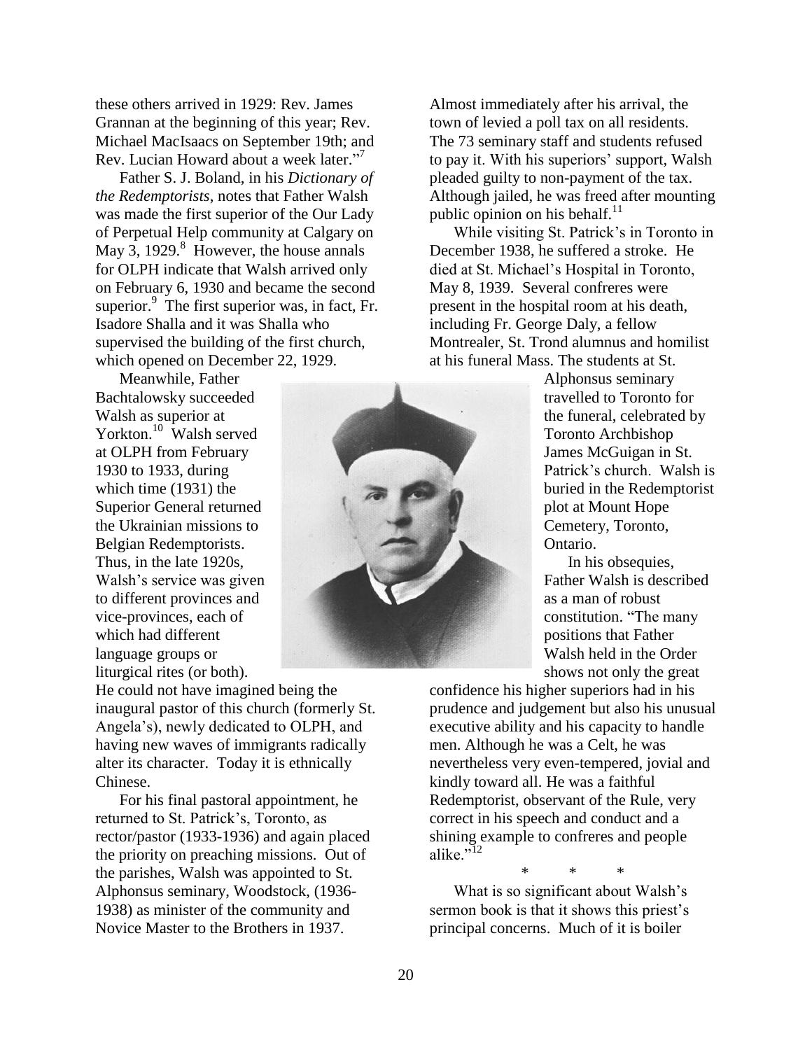these others arrived in 1929: Rev. James Grannan at the beginning of this year; Rev. Michael MacIsaacs on September 19th; and Rev. Lucian Howard about a week later."[7]

Father S. J. Boland, in his *Dictionary of the Redemptorists*, notes that Father Walsh was made the first superior of the Our Lady of Perpetual Help community at Calgary on May 3, 1929.[8] However, the house annals for OLPH indicate that Walsh arrived only on February 6, 1930 and became the second superior.[9] The first superior was, in fact, Fr. Isadore Shalla and it was Shalla who supervised the building of the first church, which opened on December 22, 1929.

Meanwhile, Father Bachtalowsky succeeded Walsh as superior at Yorkton.[10] Walsh served at OLPH from February 1930 to 1933, during which time (1931) the Superior General returned the Ukrainian missions to Belgian Redemptorists. Thus, in the late 1920s, Walsh's service was given to different provinces and vice-provinces, each of which had different language groups or liturgical rites (or both). He could not have imagined being the inaugural pastor of this church (formerly St. Angela's), newly dedicated to OLPH, and having new waves of immigrants radically alter its character. Today it is ethnically Chinese.

For his final pastoral appointment, he returned to St. Patrick's, Toronto, as rector/pastor (1933-1936) and again placed the priority on preaching missions. Out of the parishes, Walsh was appointed to St. Alphonsus seminary, Woodstock, (1936-1938) as minister of the community and Novice Master to the Brothers in 1937.

Almost immediately after his arrival, the town of levied a poll tax on all residents. The 73 seminary staff and students refused to pay it. With his superiors' support, Walsh pleaded guilty to non-payment of the tax. Although jailed, he was freed after mounting public opinion on his behalf.[11]

While visiting St. Patrick's in Toronto in December 1938, he suffered a stroke. He died at St. Michael's Hospital in Toronto, May 8, 1939. Several confreres were present in the hospital room at his death, including Fr. George Daly, a fellow Montrealer, St. Trond alumnus and homilist at his funeral Mass. The students at St. Alphonsus seminary travelled to Toronto for the funeral, celebrated by Toronto Archbishop James McGuigan in St. Patrick's church. Walsh is buried in the Redemptorist plot at Mount Hope Cemetery, Toronto, Ontario.

In his obsequies, Father Walsh is described as a man of robust constitution. "The many positions that Father Walsh held in the Order shows not only the great confidence his higher superiors had in his prudence and judgement but also his unusual executive ability and his capacity to handle men. Although he was a Celt, he was nevertheless very even-tempered, jovial and kindly toward all. He was a faithful Redemptorist, observant of the Rule, very correct in his speech and conduct and a shining example to confreres and people alike."[12]

\* \* \*

What is so significant about Walsh's sermon book is that it shows this priest's principal concerns. Much of it is boiler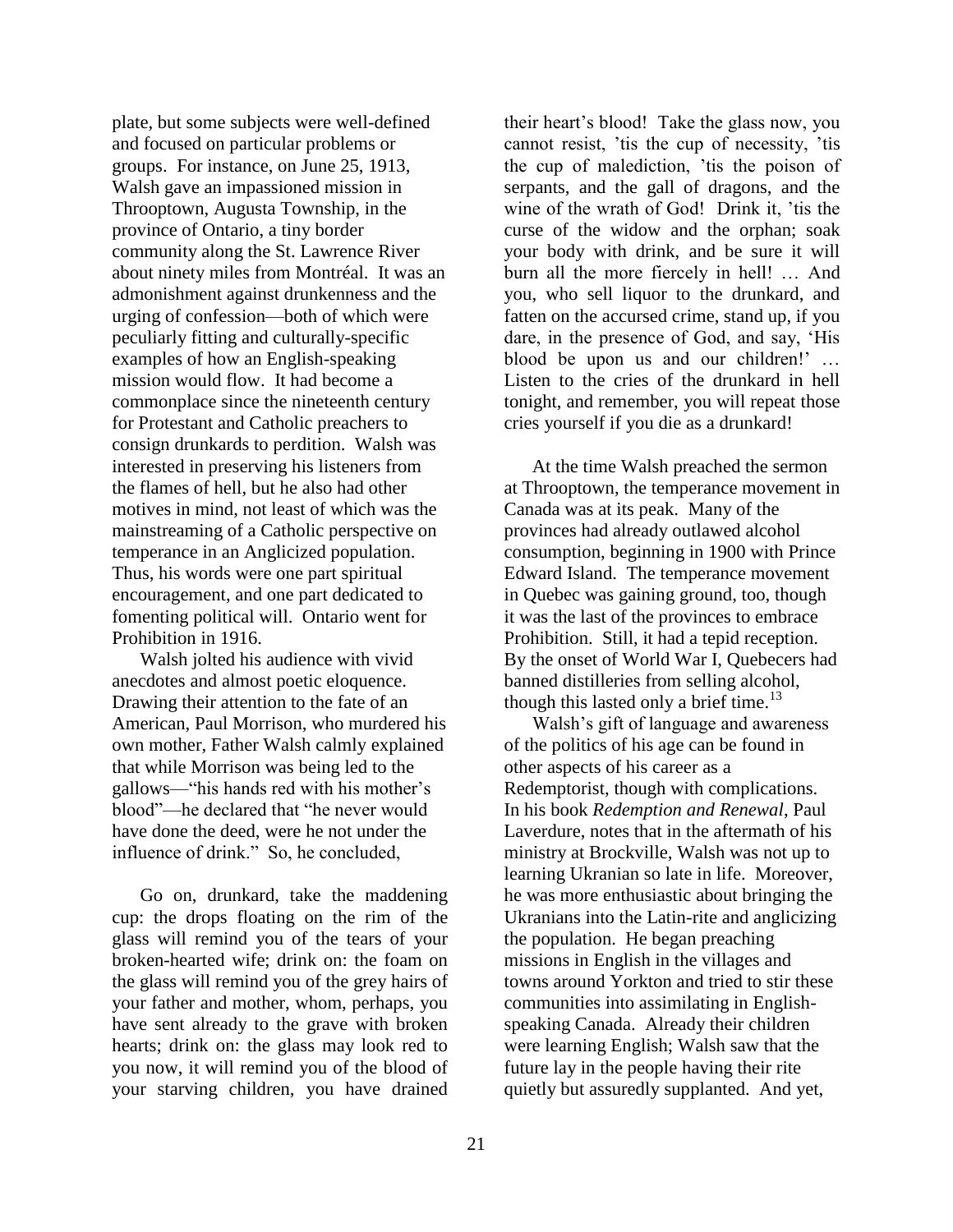plate, but some subjects were well-defined and focused on particular problems or groups. For instance, on June 25, 1913, Walsh gave an impassioned mission in Throoptown, Augusta Township, in the province of Ontario, a tiny border community along the St. Lawrence River about ninety miles from Montréal. It was an admonishment against drunkenness and the urging of confession—both of which were peculiarly fitting and culturally-specific examples of how an English-speaking mission would flow. It had become a commonplace since the nineteenth century for Protestant and Catholic preachers to consign drunkards to perdition. Walsh was interested in preserving his listeners from the flames of hell, but he also had other motives in mind, not least of which was the mainstreaming of a Catholic perspective on temperance in an Anglicized population. Thus, his words were one part spiritual encouragement, and one part dedicated to fomenting political will. Ontario went for Prohibition in 1916.

Walsh jolted his audience with vivid anecdotes and almost poetic eloquence. Drawing their attention to the fate of an American, Paul Morrison, who murdered his own mother, Father Walsh calmly explained that while Morrison was being led to the gallows—"his hands red with his mother's blood"—he declared that "he never would have done the deed, were he not under the influence of drink." So, he concluded,

> Go on, drunkard, take the maddening cup: the drops floating on the rim of the glass will remind you of the tears of your broken-hearted wife; drink on: the foam on the glass will remind you of the grey hairs of your father and mother, whom, perhaps, you have sent already to the grave with broken hearts; drink on: the glass may look red to you now, it will remind you of the blood of your starving children, you have drained their heart's blood! Take the glass now, you cannot resist, 'tis the cup of necessity, 'tis the cup of malediction, 'tis the poison of serpants, and the gall of dragons, and the wine of the wrath of God! Drink it, 'tis the curse of the widow and the orphan; soak your body with drink, and be sure it will burn all the more fiercely in hell! … And you, who sell liquor to the drunkard, and fatten on the accursed crime, stand up, if you dare, in the presence of God, and say, 'His blood be upon us and our children!' … Listen to the cries of the drunkard in hell tonight, and remember, you will repeat those cries yourself if you die as a drunkard!

At the time Walsh preached the sermon at Throoptown, the temperance movement in Canada was at its peak. Many of the provinces had already outlawed alcohol consumption, beginning in 1900 with Prince Edward Island. The temperance movement in Quebec was gaining ground, too, though it was the last of the provinces to embrace Prohibition. Still, it had a tepid reception. By the onset of World War I, Quebecers had banned distilleries from selling alcohol, though this lasted only a brief time.[13]

Walsh's gift of language and awareness of the politics of his age can be found in other aspects of his career as a Redemptorist, though with complications. In his book *Redemption and Renewal*, Paul Laverdure, notes that in the aftermath of his ministry at Brockville, Walsh was not up to learning Ukranian so late in life. Moreover, he was more enthusiastic about bringing the Ukranians into the Latin-rite and anglicizing the population. He began preaching missions in English in the villages and towns around Yorkton and tried to stir these communities into assimilating in English-speaking Canada. Already their children were learning English; Walsh saw that the future lay in the people having their rite quietly but assuredly supplanted. And yet,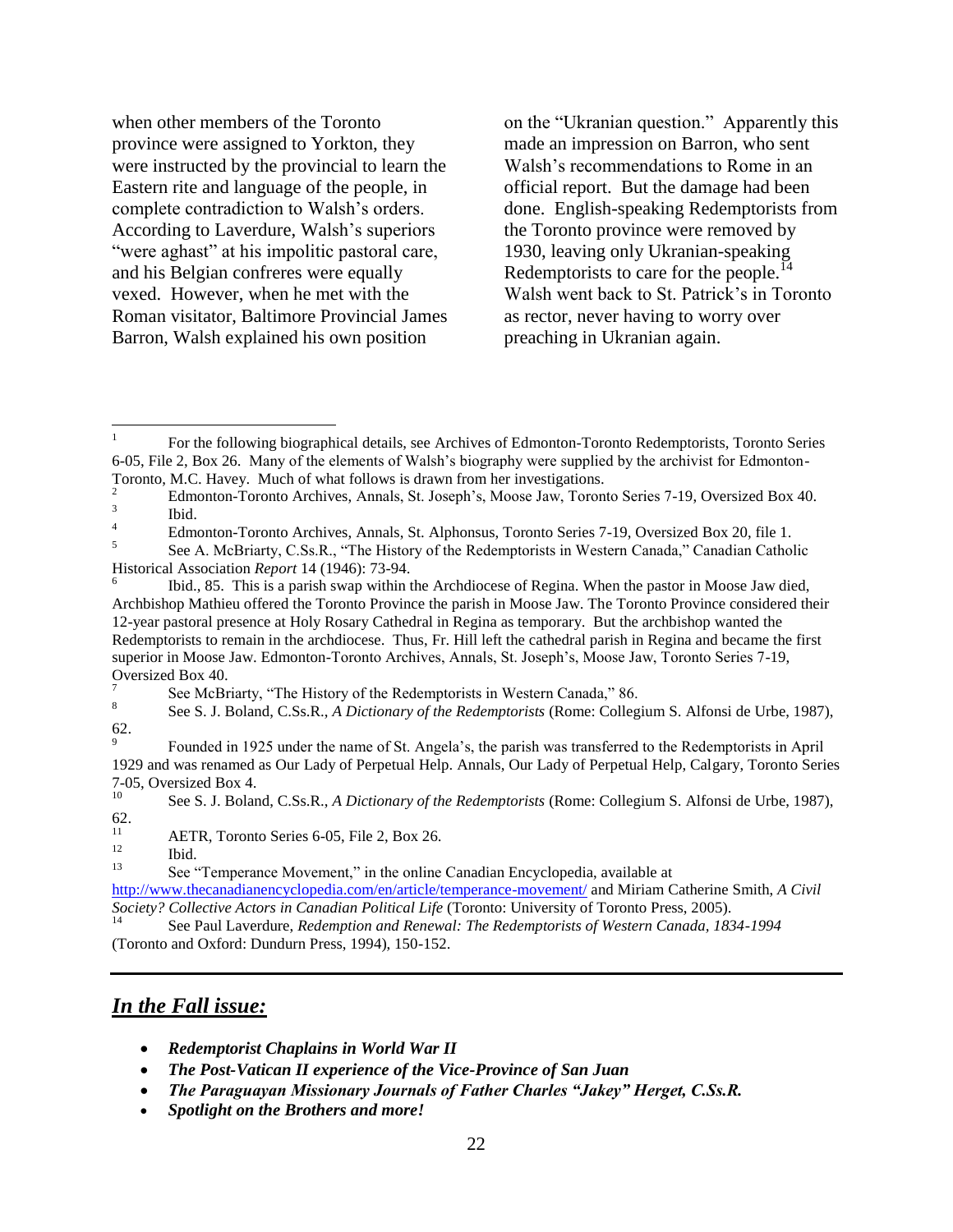when other members of the Toronto province were assigned to Yorkton, they were instructed by the provincial to learn the Eastern rite and language of the people, in complete contradiction to Walsh's orders. According to Laverdure, Walsh's superiors "were aghast" at his impolitic pastoral care, and his Belgian confreres were equally vexed. However, when he met with the Roman visitator, Baltimore Provincial James Barron, Walsh explained his own position on the "Ukranian question." Apparently this made an impression on Barron, who sent Walsh's recommendations to Rome in an official report. But the damage had been done. English-speaking Redemptorists from the Toronto province were removed by 1930, leaving only Ukranian-speaking Redemptorists to care for the people.[14] Walsh went back to St. Patrick's in Toronto as rector, never having to worry over preaching in Ukranian again.

---

[1] For the following biographical details, see Archives of Edmonton-Toronto Redemptorists, Toronto Series 6-05, File 2, Box 26. Many of the elements of Walsh's biography were supplied by the archivist for Edmonton-Toronto, M.C. Havey. Much of what follows is drawn from her investigations.

[2] Edmonton-Toronto Archives, Annals, St. Joseph's, Moose Jaw, Toronto Series 7-19, Oversized Box 40.

[3] Ibid.

[4] Edmonton-Toronto Archives, Annals, St. Alphonsus, Toronto Series 7-19, Oversized Box 20, file 1.

[5] See A. McBriarty, C.Ss.R., "The History of the Redemptorists in Western Canada," Canadian Catholic Historical Association *Report* 14 (1946): 73-94.

[6] Ibid., 85. This is a parish swap within the Archdiocese of Regina. When the pastor in Moose Jaw died, Archbishop Mathieu offered the Toronto Province the parish in Moose Jaw. The Toronto Province considered their 12-year pastoral presence at Holy Rosary Cathedral in Regina as temporary. But the archbishop wanted the Redemptorists to remain in the archdiocese. Thus, Fr. Hill left the cathedral parish in Regina and became the first superior in Moose Jaw. Edmonton-Toronto Archives, Annals, St. Joseph's, Moose Jaw, Toronto Series 7-19, Oversized Box 40.

[7] See McBriarty, "The History of the Redemptorists in Western Canada," 86.

[8] See S. J. Boland, C.Ss.R., *A Dictionary of the Redemptorists* (Rome: Collegium S. Alfonsi de Urbe, 1987), 62.

[9] Founded in 1925 under the name of St. Angela's, the parish was transferred to the Redemptorists in April 1929 and was renamed as Our Lady of Perpetual Help. Annals, Our Lady of Perpetual Help, Calgary, Toronto Series 7-05, Oversized Box 4.

[10] See S. J. Boland, C.Ss.R., *A Dictionary of the Redemptorists* (Rome: Collegium S. Alfonsi de Urbe, 1987), 62.

[11] AETR, Toronto Series 6-05, File 2, Box 26.

[12] Ibid.

[13] See "Temperance Movement," in the online Canadian Encyclopedia, available at http://www.thecanadianencyclopedia.com/en/article/temperance-movement/ and Miriam Catherine Smith, *A Civil Society? Collective Actors in Canadian Political Life* (Toronto: University of Toronto Press, 2005).

[14] See Paul Laverdure, *Redemption and Renewal: The Redemptorists of Western Canada, 1834-1994* (Toronto and Oxford: Dundurn Press, 1994), 150-152.

---

## *In the Fall issue:*

- ***Redemptorist Chaplains in World War II***
- ***The Post-Vatican II experience of the Vice-Province of San Juan***
- ***The Paraguayan Missionary Journals of Father Charles "Jakey" Herget, C.Ss.R.***
- ***Spotlight on the Brothers and more!***